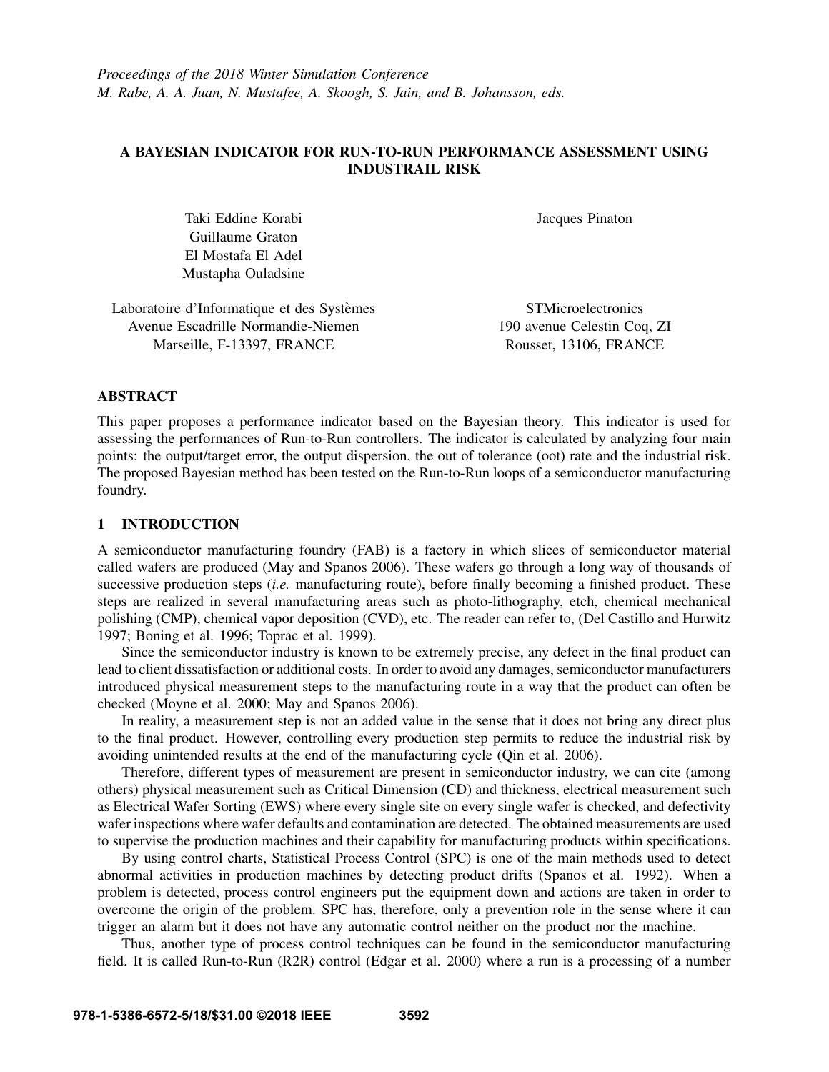*Proceedings of the 2018 Winter Simulation Conference*
*M. Rabe, A. A. Juan, N. Mustafee, A. Skoogh, S. Jain, and B. Johansson, eds.*

# A BAYESIAN INDICATOR FOR RUN-TO-RUN PERFORMANCE ASSESSMENT USING INDUSTRAIL RISK

Taki Eddine Korabi
Guillaume Graton
El Mostafa El Adel
Mustapha Ouladsine

Laboratoire d'Informatique et des Systèmes
Avenue Escadrille Normandie-Niemen
Marseille, F-13397, FRANCE

Jacques Pinaton

STMicroelectronics
190 avenue Celestin Coq, ZI
Rousset, 13106, FRANCE

## ABSTRACT

This paper proposes a performance indicator based on the Bayesian theory. This indicator is used for assessing the performances of Run-to-Run controllers. The indicator is calculated by analyzing four main points: the output/target error, the output dispersion, the out of tolerance (oot) rate and the industrial risk. The proposed Bayesian method has been tested on the Run-to-Run loops of a semiconductor manufacturing foundry.

## 1 INTRODUCTION

A semiconductor manufacturing foundry (FAB) is a factory in which slices of semiconductor material called wafers are produced (May and Spanos 2006). These wafers go through a long way of thousands of successive production steps (*i.e.* manufacturing route), before finally becoming a finished product. These steps are realized in several manufacturing areas such as photo-lithography, etch, chemical mechanical polishing (CMP), chemical vapor deposition (CVD), etc. The reader can refer to, (Del Castillo and Hurwitz 1997; Boning et al. 1996; Toprac et al. 1999).

Since the semiconductor industry is known to be extremely precise, any defect in the final product can lead to client dissatisfaction or additional costs. In order to avoid any damages, semiconductor manufacturers introduced physical measurement steps to the manufacturing route in a way that the product can often be checked (Moyne et al. 2000; May and Spanos 2006).

In reality, a measurement step is not an added value in the sense that it does not bring any direct plus to the final product. However, controlling every production step permits to reduce the industrial risk by avoiding unintended results at the end of the manufacturing cycle (Qin et al. 2006).

Therefore, different types of measurement are present in semiconductor industry, we can cite (among others) physical measurement such as Critical Dimension (CD) and thickness, electrical measurement such as Electrical Wafer Sorting (EWS) where every single site on every single wafer is checked, and defectivity wafer inspections where wafer defaults and contamination are detected. The obtained measurements are used to supervise the production machines and their capability for manufacturing products within specifications.

By using control charts, Statistical Process Control (SPC) is one of the main methods used to detect abnormal activities in production machines by detecting product drifts (Spanos et al. 1992). When a problem is detected, process control engineers put the equipment down and actions are taken in order to overcome the origin of the problem. SPC has, therefore, only a prevention role in the sense where it can trigger an alarm but it does not have any automatic control neither on the product nor the machine.

Thus, another type of process control techniques can be found in the semiconductor manufacturing field. It is called Run-to-Run (R2R) control (Edgar et al. 2000) where a run is a processing of a number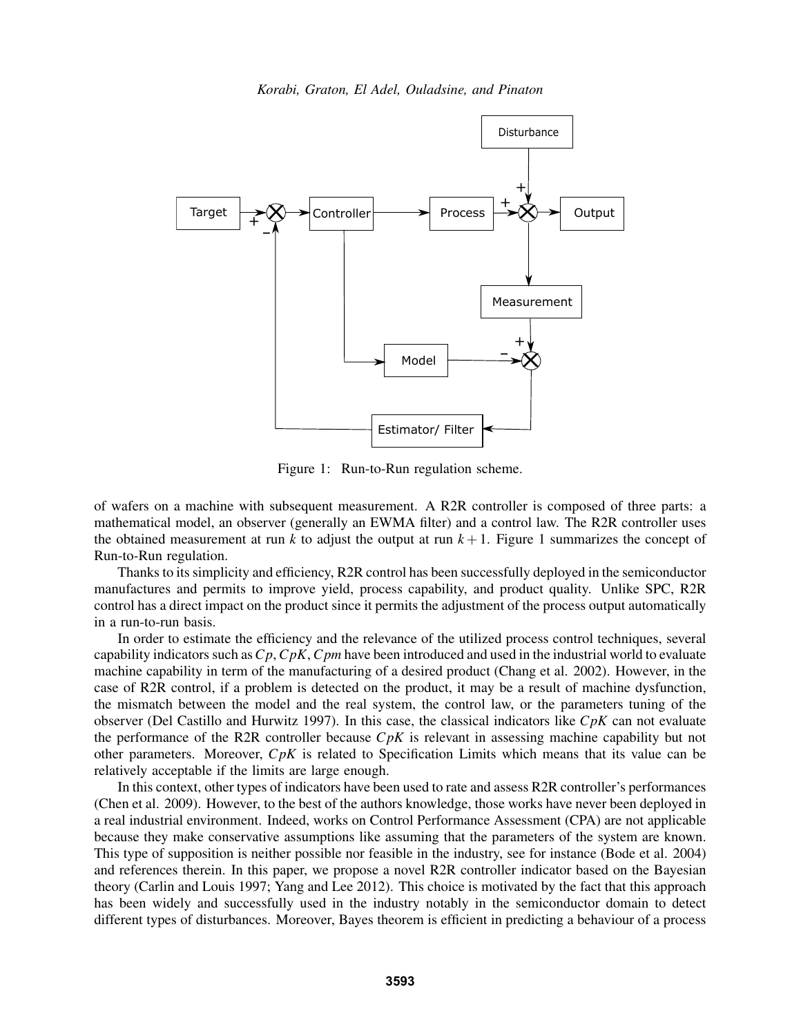Figure 1: Run-to-Run regulation scheme.

of wafers on a machine with subsequent measurement. A R2R controller is composed of three parts: a mathematical model, an observer (generally an EWMA filter) and a control law. The R2R controller uses the obtained measurement at run $k$ to adjust the output at run $k+1$. Figure 1 summarizes the concept of Run-to-Run regulation.

Thanks to its simplicity and efficiency, R2R control has been successfully deployed in the semiconductor manufactures and permits to improve yield, process capability, and product quality. Unlike SPC, R2R control has a direct impact on the product since it permits the adjustment of the process output automatically in a run-to-run basis.

In order to estimate the efficiency and the relevance of the utilized process control techniques, several capability indicators such as $Cp$, $CpK$, $Cpm$ have been introduced and used in the industrial world to evaluate machine capability in term of the manufacturing of a desired product (Chang et al. 2002). However, in the case of R2R control, if a problem is detected on the product, it may be a result of machine dysfunction, the mismatch between the model and the real system, the control law, or the parameters tuning of the observer (Del Castillo and Hurwitz 1997). In this case, the classical indicators like $CpK$ can not evaluate the performance of the R2R controller because $CpK$ is relevant in assessing machine capability but not other parameters. Moreover, $CpK$ is related to Specification Limits which means that its value can be relatively acceptable if the limits are large enough.

In this context, other types of indicators have been used to rate and assess R2R controller's performances (Chen et al. 2009). However, to the best of the authors knowledge, those works have never been deployed in a real industrial environment. Indeed, works on Control Performance Assessment (CPA) are not applicable because they make conservative assumptions like assuming that the parameters of the system are known. This type of supposition is neither possible nor feasible in the industry, see for instance (Bode et al. 2004) and references therein. In this paper, we propose a novel R2R controller indicator based on the Bayesian theory (Carlin and Louis 1997; Yang and Lee 2012). This choice is motivated by the fact that this approach has been widely and successfully used in the industry notably in the semiconductor domain to detect different types of disturbances. Moreover, Bayes theorem is efficient in predicting a behaviour of a process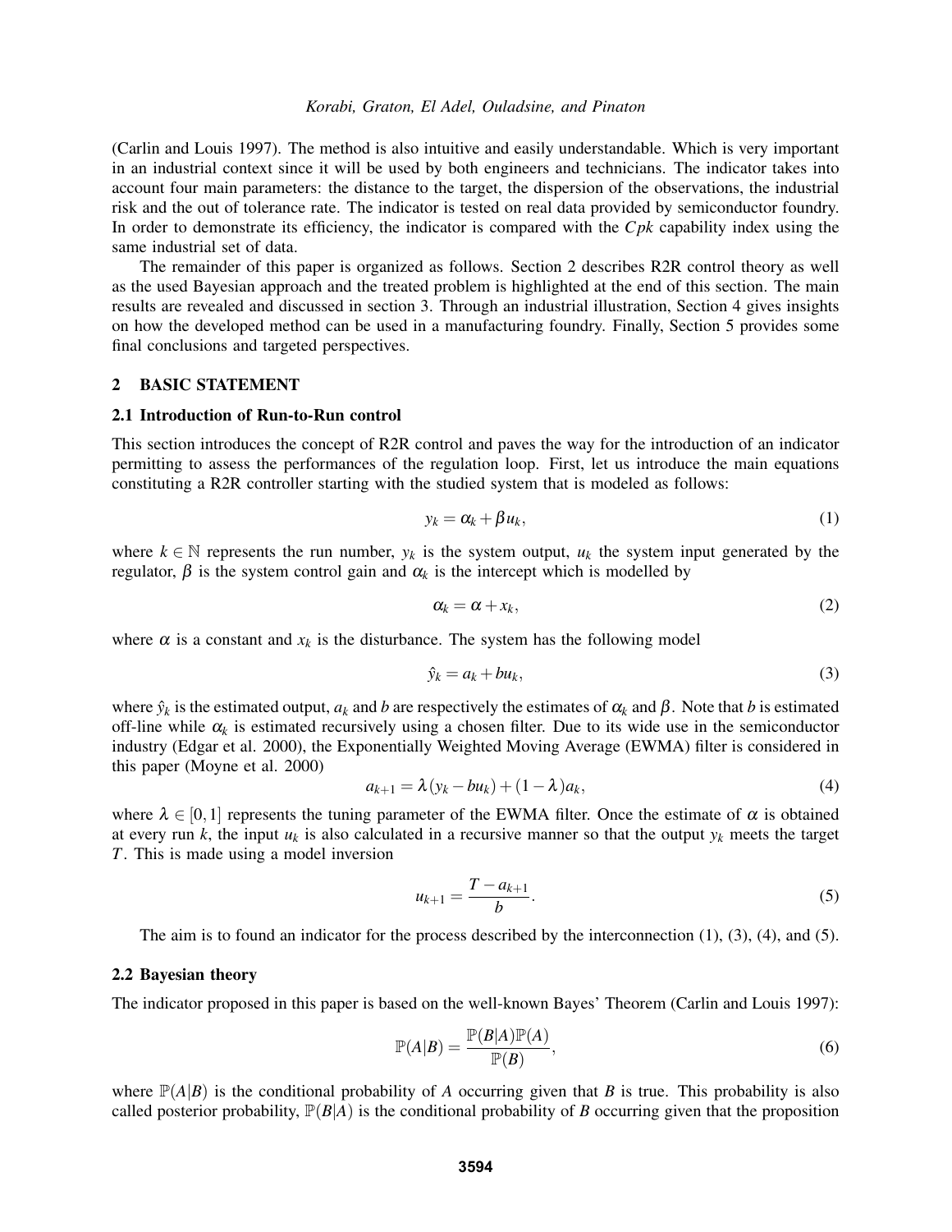(Carlin and Louis 1997). The method is also intuitive and easily understandable. Which is very important in an industrial context since it will be used by both engineers and technicians. The indicator takes into account four main parameters: the distance to the target, the dispersion of the observations, the industrial risk and the out of tolerance rate. The indicator is tested on real data provided by semiconductor foundry. In order to demonstrate its efficiency, the indicator is compared with the $Cpk$ capability index using the same industrial set of data.

The remainder of this paper is organized as follows. Section 2 describes R2R control theory as well as the used Bayesian approach and the treated problem is highlighted at the end of this section. The main results are revealed and discussed in section 3. Through an industrial illustration, Section 4 gives insights on how the developed method can be used in a manufacturing foundry. Finally, Section 5 provides some final conclusions and targeted perspectives.

## 2 BASIC STATEMENT

### 2.1 Introduction of Run-to-Run control

This section introduces the concept of R2R control and paves the way for the introduction of an indicator permitting to assess the performances of the regulation loop. First, let us introduce the main equations constituting a R2R controller starting with the studied system that is modeled as follows:

$$y_k = \alpha_k + \beta u_k, \tag{1}$$

where $k \in \mathbb{N}$ represents the run number, $y_k$ is the system output, $u_k$ the system input generated by the regulator, $\beta$ is the system control gain and $\alpha_k$ is the intercept which is modelled by

$$\alpha_k = \alpha + x_k, \tag{2}$$

where $\alpha$ is a constant and $x_k$ is the disturbance. The system has the following model

$$\hat{y}_k = a_k + b u_k, \tag{3}$$

where $\hat{y}_k$ is the estimated output, $a_k$ and $b$ are respectively the estimates of $\alpha_k$ and $\beta$. Note that $b$ is estimated off-line while $\alpha_k$ is estimated recursively using a chosen filter. Due to its wide use in the semiconductor industry (Edgar et al. 2000), the Exponentially Weighted Moving Average (EWMA) filter is considered in this paper (Moyne et al. 2000)

$$a_{k+1} = \lambda (y_k - b u_k) + (1 - \lambda) a_k, \tag{4}$$

where $\lambda \in [0,1]$ represents the tuning parameter of the EWMA filter. Once the estimate of $\alpha$ is obtained at every run $k$, the input $u_k$ is also calculated in a recursive manner so that the output $y_k$ meets the target $T$. This is made using a model inversion

$$u_{k+1} = \frac{T - a_{k+1}}{b}. \tag{5}$$

The aim is to found an indicator for the process described by the interconnection (1), (3), (4), and (5).

### 2.2 Bayesian theory

The indicator proposed in this paper is based on the well-known Bayes' Theorem (Carlin and Louis 1997):

$$\mathbb{P}(A|B) = \frac{\mathbb{P}(B|A)\mathbb{P}(A)}{\mathbb{P}(B)}, \tag{6}$$

where $\mathbb{P}(A|B)$ is the conditional probability of $A$ occurring given that $B$ is true. This probability is also called posterior probability, $\mathbb{P}(B|A)$ is the conditional probability of $B$ occurring given that the proposition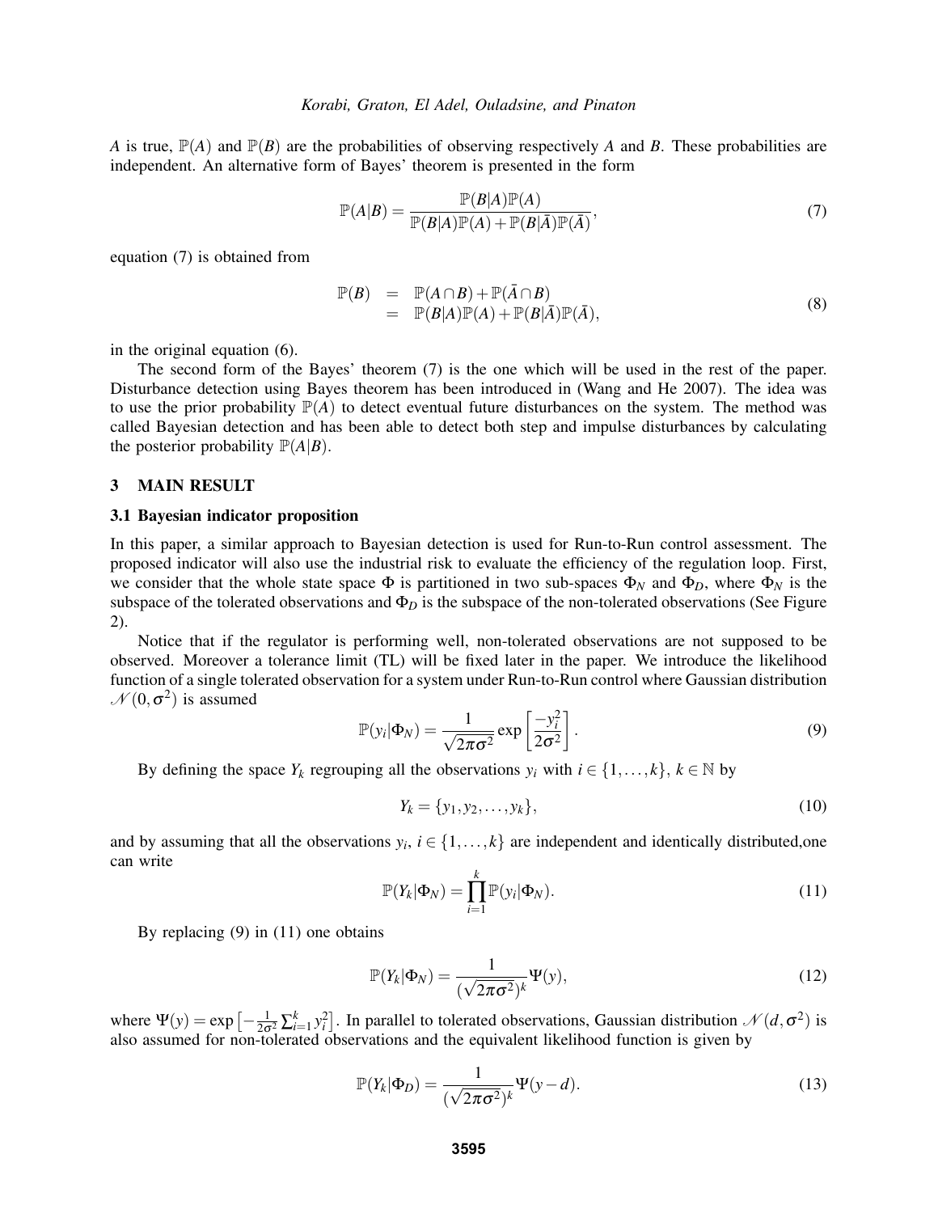$A$ is true, $\mathbb{P}(A)$ and $\mathbb{P}(B)$ are the probabilities of observing respectively $A$ and $B$. These probabilities are independent. An alternative form of Bayes' theorem is presented in the form

$$\mathbb{P}(A|B) = \frac{\mathbb{P}(B|A)\mathbb{P}(A)}{\mathbb{P}(B|A)\mathbb{P}(A) + \mathbb{P}(B|\bar{A})\mathbb{P}(\bar{A})}, \tag{7}$$

equation (7) is obtained from

$$\begin{aligned} \mathbb{P}(B) &= \mathbb{P}(A \cap B) + \mathbb{P}(\bar{A} \cap B) \\ &= \mathbb{P}(B|A)\mathbb{P}(A) + \mathbb{P}(B|\bar{A})\mathbb{P}(\bar{A}), \end{aligned} \tag{8}$$

in the original equation (6).

The second form of the Bayes' theorem (7) is the one which will be used in the rest of the paper. Disturbance detection using Bayes theorem has been introduced in (Wang and He 2007). The idea was to use the prior probability $\mathbb{P}(A)$ to detect eventual future disturbances on the system. The method was called Bayesian detection and has been able to detect both step and impulse disturbances by calculating the posterior probability $\mathbb{P}(A|B)$.

## 3 MAIN RESULT

### 3.1 Bayesian indicator proposition

In this paper, a similar approach to Bayesian detection is used for Run-to-Run control assessment. The proposed indicator will also use the industrial risk to evaluate the efficiency of the regulation loop. First, we consider that the whole state space $\Phi$ is partitioned in two sub-spaces $\Phi_N$ and $\Phi_D$, where $\Phi_N$ is the subspace of the tolerated observations and $\Phi_D$ is the subspace of the non-tolerated observations (See Figure 2).

Notice that if the regulator is performing well, non-tolerated observations are not supposed to be observed. Moreover a tolerance limit (TL) will be fixed later in the paper. We introduce the likelihood function of a single tolerated observation for a system under Run-to-Run control where Gaussian distribution $\mathcal{N}(0, \sigma^2)$ is assumed

$$\mathbb{P}(y_i|\Phi_N) = \frac{1}{\sqrt{2\pi\sigma^2}} \exp\left[\frac{-y_i^2}{2\sigma^2}\right]. \tag{9}$$

By defining the space $Y_k$ regrouping all the observations $y_i$ with $i \in \{1, \ldots, k\}$, $k \in \mathbb{N}$ by

$$Y_k = \{y_1, y_2, \ldots, y_k\}, \tag{10}$$

and by assuming that all the observations $y_i$, $i \in \{1, \ldots, k\}$ are independent and identically distributed,one can write

$$\mathbb{P}(Y_k|\Phi_N) = \prod_{i=1}^{k} \mathbb{P}(y_i|\Phi_N). \tag{11}$$

By replacing (9) in (11) one obtains

$$\mathbb{P}(Y_k|\Phi_N) = \frac{1}{(\sqrt{2\pi\sigma^2})^k} \Psi(y), \tag{12}$$

where $\Psi(y) = \exp\left[-\frac{1}{2\sigma^2}\sum_{i=1}^{k} y_i^2\right]$. In parallel to tolerated observations, Gaussian distribution $\mathcal{N}(d, \sigma^2)$ is also assumed for non-tolerated observations and the equivalent likelihood function is given by

$$\mathbb{P}(Y_k|\Phi_D) = \frac{1}{(\sqrt{2\pi\sigma^2})^k} \Psi(y - d). \tag{13}$$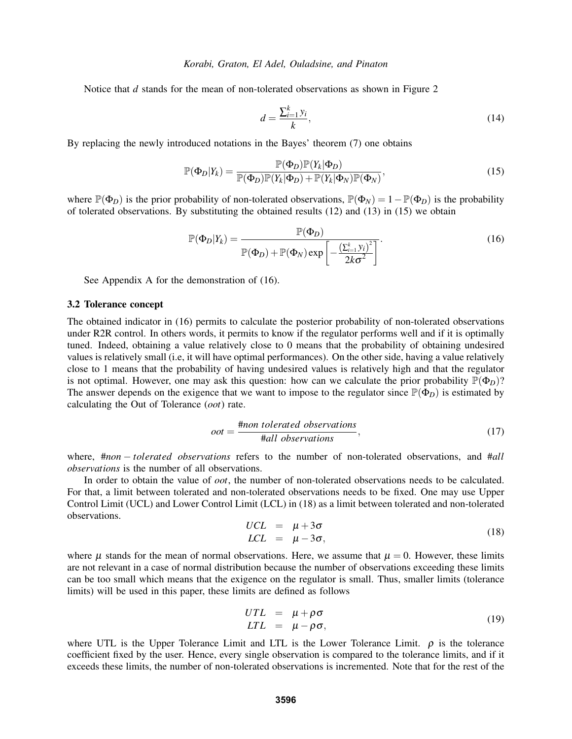Notice that $d$ stands for the mean of non-tolerated observations as shown in Figure 2

$$d = \frac{\sum_{i=1}^{k} y_i}{k}, \tag{14}$$

By replacing the newly introduced notations in the Bayes' theorem (7) one obtains

$$\mathbb{P}(\Phi_D|Y_k) = \frac{\mathbb{P}(\Phi_D)\mathbb{P}(Y_k|\Phi_D)}{\mathbb{P}(\Phi_D)\mathbb{P}(Y_k|\Phi_D) + \mathbb{P}(Y_k|\Phi_N)\mathbb{P}(\Phi_N)}, \tag{15}$$

where $\mathbb{P}(\Phi_D)$ is the prior probability of non-tolerated observations, $\mathbb{P}(\Phi_N) = 1 - \mathbb{P}(\Phi_D)$ is the probability of tolerated observations. By substituting the obtained results (12) and (13) in (15) we obtain

$$\mathbb{P}(\Phi_D|Y_k) = \frac{\mathbb{P}(\Phi_D)}{\mathbb{P}(\Phi_D) + \mathbb{P}(\Phi_N)\exp\left[-\frac{\left(\sum_{i=1}^{k} y_i\right)^2}{2k\sigma^2}\right]}. \tag{16}$$

See Appendix A for the demonstration of (16).

### 3.2 Tolerance concept

The obtained indicator in (16) permits to calculate the posterior probability of non-tolerated observations under R2R control. In others words, it permits to know if the regulator performs well and if it is optimally tuned. Indeed, obtaining a value relatively close to 0 means that the probability of obtaining undesired values is relatively small (i.e, it will have optimal performances). On the other side, having a value relatively close to 1 means that the probability of having undesired values is relatively high and that the regulator is not optimal. However, one may ask this question: how can we calculate the prior probability $\mathbb{P}(\Phi_D)$? The answer depends on the exigence that we want to impose to the regulator since $\mathbb{P}(\Phi_D)$ is estimated by calculating the Out of Tolerance (*oot*) rate.

$$oot = \frac{\#non\ tolerated\ observations}{\#all\ observations}, \tag{17}$$

where, *#non − tolerated observations* refers to the number of non-tolerated observations, and *#all observations* is the number of all observations.

In order to obtain the value of *oot*, the number of non-tolerated observations needs to be calculated. For that, a limit between tolerated and non-tolerated observations needs to be fixed. One may use Upper Control Limit (UCL) and Lower Control Limit (LCL) in (18) as a limit between tolerated and non-tolerated observations.

$$\begin{aligned} UCL &= \mu + 3\sigma \\ LCL &= \mu - 3\sigma, \end{aligned} \tag{18}$$

where $\mu$ stands for the mean of normal observations. Here, we assume that $\mu = 0$. However, these limits are not relevant in a case of normal distribution because the number of observations exceeding these limits can be too small which means that the exigence on the regulator is small. Thus, smaller limits (tolerance limits) will be used in this paper, these limits are defined as follows

$$\begin{aligned} UTL &= \mu + \rho\sigma \\ LTL &= \mu - \rho\sigma, \end{aligned} \tag{19}$$

where UTL is the Upper Tolerance Limit and LTL is the Lower Tolerance Limit. $\rho$ is the tolerance coefficient fixed by the user. Hence, every single observation is compared to the tolerance limits, and if it exceeds these limits, the number of non-tolerated observations is incremented. Note that for the rest of the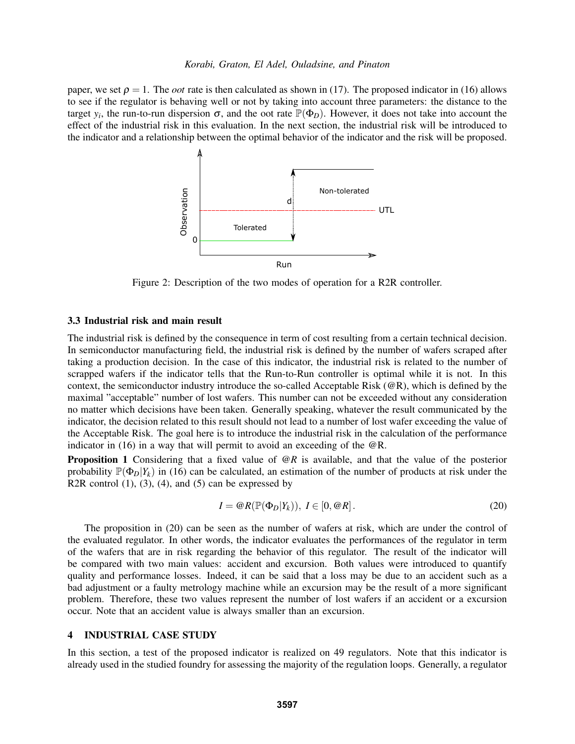paper, we set $\rho = 1$. The *oot* rate is then calculated as shown in (17). The proposed indicator in (16) allows to see if the regulator is behaving well or not by taking into account three parameters: the distance to the target $y_i$, the run-to-run dispersion $\sigma$, and the oot rate $\mathbb{P}(\Phi_D)$. However, it does not take into account the effect of the industrial risk in this evaluation. In the next section, the industrial risk will be introduced to the indicator and a relationship between the optimal behavior of the indicator and the risk will be proposed.

Figure 2: Description of the two modes of operation for a R2R controller.

### 3.3 Industrial risk and main result

The industrial risk is defined by the consequence in term of cost resulting from a certain technical decision. In semiconductor manufacturing field, the industrial risk is defined by the number of wafers scraped after taking a production decision. In the case of this indicator, the industrial risk is related to the number of scrapped wafers if the indicator tells that the Run-to-Run controller is optimal while it is not. In this context, the semiconductor industry introduce the so-called Acceptable Risk (@R), which is defined by the maximal "acceptable" number of lost wafers. This number can not be exceeded without any consideration no matter which decisions have been taken. Generally speaking, whatever the result communicated by the indicator, the decision related to this result should not lead to a number of lost wafer exceeding the value of the Acceptable Risk. The goal here is to introduce the industrial risk in the calculation of the performance indicator in (16) in a way that will permit to avoid an exceeding of the @R.

**Proposition 1** Considering that a fixed value of $@R$ is available, and that the value of the posterior probability $\mathbb{P}(\Phi_D|Y_k)$ in (16) can be calculated, an estimation of the number of products at risk under the R2R control (1), (3), (4), and (5) can be expressed by

$$I = @R(\mathbb{P}(\Phi_D|Y_k)),\ I \in [0, @R]. \tag{20}$$

The proposition in (20) can be seen as the number of wafers at risk, which are under the control of the evaluated regulator. In other words, the indicator evaluates the performances of the regulator in term of the wafers that are in risk regarding the behavior of this regulator. The result of the indicator will be compared with two main values: accident and excursion. Both values were introduced to quantify quality and performance losses. Indeed, it can be said that a loss may be due to an accident such as a bad adjustment or a faulty metrology machine while an excursion may be the result of a more significant problem. Therefore, these two values represent the number of lost wafers if an accident or a excursion occur. Note that an accident value is always smaller than an excursion.

## 4 INDUSTRIAL CASE STUDY

In this section, a test of the proposed indicator is realized on 49 regulators. Note that this indicator is already used in the studied foundry for assessing the majority of the regulation loops. Generally, a regulator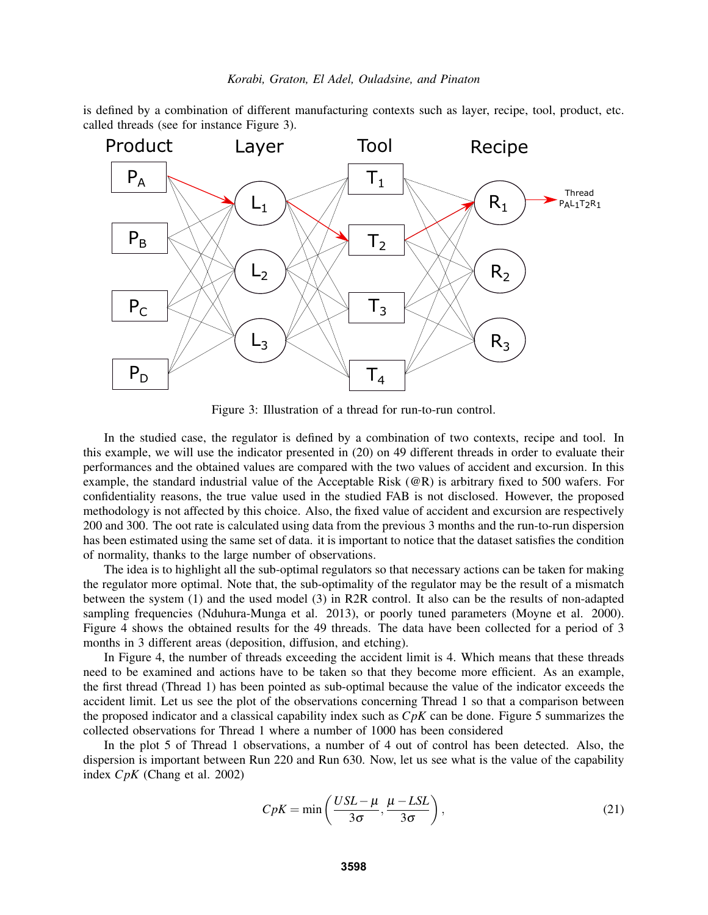is defined by a combination of different manufacturing contexts such as layer, recipe, tool, product, etc. called threads (see for instance Figure 3).

Figure 3: Illustration of a thread for run-to-run control.

In the studied case, the regulator is defined by a combination of two contexts, recipe and tool. In this example, we will use the indicator presented in (20) on 49 different threads in order to evaluate their performances and the obtained values are compared with the two values of accident and excursion. In this example, the standard industrial value of the Acceptable Risk (@R) is arbitrary fixed to 500 wafers. For confidentiality reasons, the true value used in the studied FAB is not disclosed. However, the proposed methodology is not affected by this choice. Also, the fixed value of accident and excursion are respectively 200 and 300. The oot rate is calculated using data from the previous 3 months and the run-to-run dispersion has been estimated using the same set of data. it is important to notice that the dataset satisfies the condition of normality, thanks to the large number of observations.

The idea is to highlight all the sub-optimal regulators so that necessary actions can be taken for making the regulator more optimal. Note that, the sub-optimality of the regulator may be the result of a mismatch between the system (1) and the used model (3) in R2R control. It also can be the results of non-adapted sampling frequencies (Nduhura-Munga et al. 2013), or poorly tuned parameters (Moyne et al. 2000). Figure 4 shows the obtained results for the 49 threads. The data have been collected for a period of 3 months in 3 different areas (deposition, diffusion, and etching).

In Figure 4, the number of threads exceeding the accident limit is 4. Which means that these threads need to be examined and actions have to be taken so that they become more efficient. As an example, the first thread (Thread 1) has been pointed as sub-optimal because the value of the indicator exceeds the accident limit. Let us see the plot of the observations concerning Thread 1 so that a comparison between the proposed indicator and a classical capability index such as $CpK$ can be done. Figure 5 summarizes the collected observations for Thread 1 where a number of 1000 has been considered

In the plot 5 of Thread 1 observations, a number of 4 out of control has been detected. Also, the dispersion is important between Run 220 and Run 630. Now, let us see what is the value of the capability index $CpK$ (Chang et al. 2002)

$$CpK = \min\left(\frac{USL-\mu}{3\sigma}, \frac{\mu - LSL}{3\sigma}\right), \tag{21}$$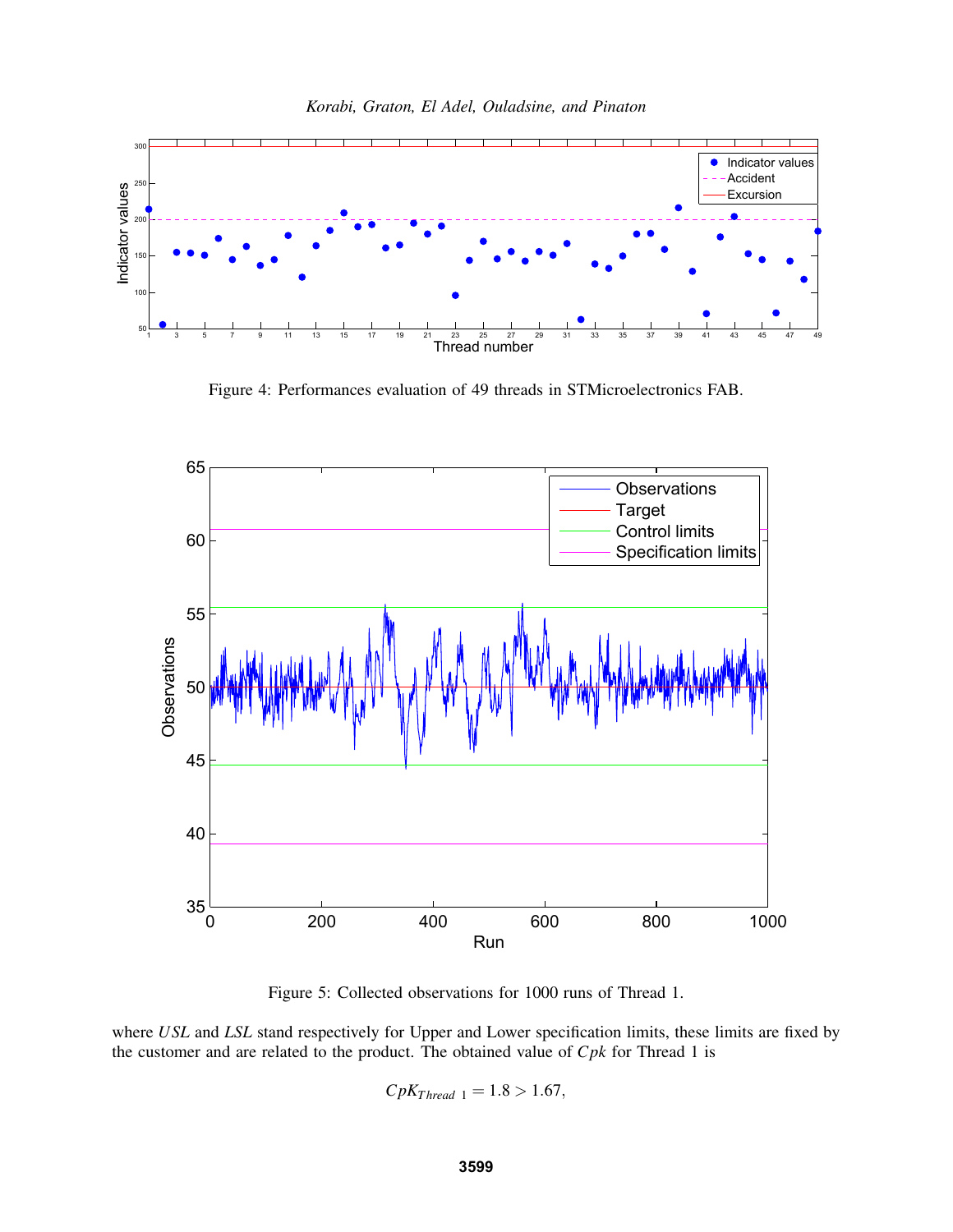Figure 4: Performances evaluation of 49 threads in STMicroelectronics FAB.

Figure 5: Collected observations for 1000 runs of Thread 1.

where $USL$ and $LSL$ stand respectively for Upper and Lower specification limits, these limits are fixed by the customer and are related to the product. The obtained value of $Cpk$ for Thread 1 is

$$CpK_{Thread\ 1} = 1.8 > 1.67,$$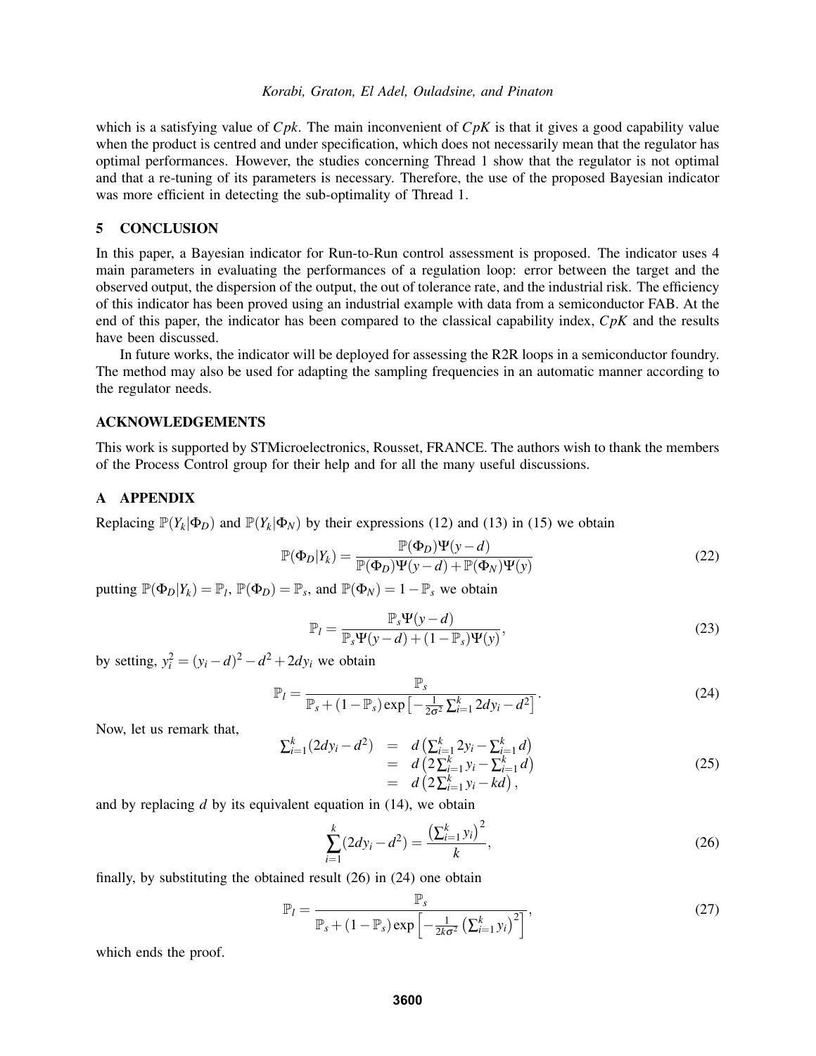which is a satisfying value of $Cpk$. The main inconvenient of $CpK$ is that it gives a good capability value when the product is centred and under specification, which does not necessarily mean that the regulator has optimal performances. However, the studies concerning Thread 1 show that the regulator is not optimal and that a re-tuning of its parameters is necessary. Therefore, the use of the proposed Bayesian indicator was more efficient in detecting the sub-optimality of Thread 1.

## 5 CONCLUSION

In this paper, a Bayesian indicator for Run-to-Run control assessment is proposed. The indicator uses 4 main parameters in evaluating the performances of a regulation loop: error between the target and the observed output, the dispersion of the output, the out of tolerance rate, and the industrial risk. The efficiency of this indicator has been proved using an industrial example with data from a semiconductor FAB. At the end of this paper, the indicator has been compared to the classical capability index, $CpK$ and the results have been discussed.

In future works, the indicator will be deployed for assessing the R2R loops in a semiconductor foundry. The method may also be used for adapting the sampling frequencies in an automatic manner according to the regulator needs.

## ACKNOWLEDGEMENTS

This work is supported by STMicroelectronics, Rousset, FRANCE. The authors wish to thank the members of the Process Control group for their help and for all the many useful discussions.

## A APPENDIX

Replacing $\mathbb{P}(Y_k|\Phi_D)$ and $\mathbb{P}(Y_k|\Phi_N)$ by their expressions (12) and (13) in (15) we obtain

$$\mathbb{P}(\Phi_D|Y_k) = \frac{\mathbb{P}(\Phi_D)\Psi(y-d)}{\mathbb{P}(\Phi_D)\Psi(y-d)+\mathbb{P}(\Phi_N)\Psi(y)} \tag{22}$$

putting $\mathbb{P}(\Phi_D|Y_k) = \mathbb{P}_l$, $\mathbb{P}(\Phi_D) = \mathbb{P}_s$, and $\mathbb{P}(\Phi_N) = 1-\mathbb{P}_s$ we obtain

$$\mathbb{P}_l = \frac{\mathbb{P}_s\Psi(y-d)}{\mathbb{P}_s\Psi(y-d)+(1-\mathbb{P}_s)\Psi(y)}, \tag{23}$$

by setting, $y_i^2 = (y_i-d)^2 - d^2 + 2dy_i$ we obtain

$$\mathbb{P}_l = \frac{\mathbb{P}_s}{\mathbb{P}_s+(1-\mathbb{P}_s)\exp\left[-\frac{1}{2\sigma^2}\sum_{i=1}^{k} 2dy_i - d^2\right]}. \tag{24}$$

Now, let us remark that,

$$\begin{aligned} \textstyle\sum_{i=1}^{k}(2dy_i-d^2) &= d\left(\textstyle\sum_{i=1}^{k} 2y_i - \sum_{i=1}^{k} d\right) \\ &= d\left(2\textstyle\sum_{i=1}^{k} y_i - \sum_{i=1}^{k} d\right) \\ &= d\left(2\textstyle\sum_{i=1}^{k} y_i - kd\right), \end{aligned} \tag{25}$$

and by replacing $d$ by its equivalent equation in (14), we obtain

$$\sum_{i=1}^{k}(2dy_i-d^2) = \frac{\left(\sum_{i=1}^{k} y_i\right)^2}{k}, \tag{26}$$

finally, by substituting the obtained result (26) in (24) one obtain

$$\mathbb{P}_l = \frac{\mathbb{P}_s}{\mathbb{P}_s+(1-\mathbb{P}_s)\exp\left[-\frac{1}{2k\sigma^2}\left(\sum_{i=1}^{k} y_i\right)^2\right]}, \tag{27}$$

which ends the proof.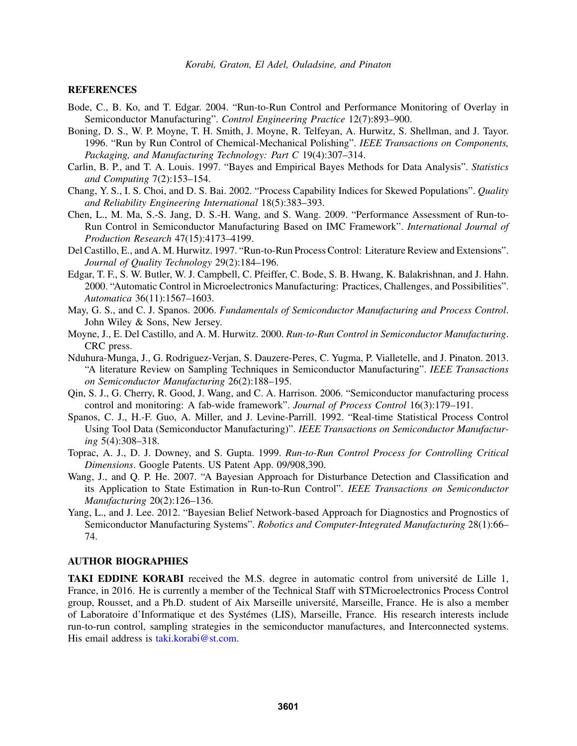## REFERENCES

Bode, C., B. Ko, and T. Edgar. 2004. "Run-to-Run Control and Performance Monitoring of Overlay in Semiconductor Manufacturing". *Control Engineering Practice* 12(7):893–900.

Boning, D. S., W. P. Moyne, T. H. Smith, J. Moyne, R. Telfeyan, A. Hurwitz, S. Shellman, and J. Tayor. 1996. "Run by Run Control of Chemical-Mechanical Polishing". *IEEE Transactions on Components, Packaging, and Manufacturing Technology: Part C* 19(4):307–314.

Carlin, B. P., and T. A. Louis. 1997. "Bayes and Empirical Bayes Methods for Data Analysis". *Statistics and Computing* 7(2):153–154.

Chang, Y. S., I. S. Choi, and D. S. Bai. 2002. "Process Capability Indices for Skewed Populations". *Quality and Reliability Engineering International* 18(5):383–393.

Chen, L., M. Ma, S.-S. Jang, D. S.-H. Wang, and S. Wang. 2009. "Performance Assessment of Run-to-Run Control in Semiconductor Manufacturing Based on IMC Framework". *International Journal of Production Research* 47(15):4173–4199.

Del Castillo, E., and A. M. Hurwitz. 1997. "Run-to-Run Process Control: Literature Review and Extensions". *Journal of Quality Technology* 29(2):184–196.

Edgar, T. F., S. W. Butler, W. J. Campbell, C. Pfeiffer, C. Bode, S. B. Hwang, K. Balakrishnan, and J. Hahn. 2000. "Automatic Control in Microelectronics Manufacturing: Practices, Challenges, and Possibilities". *Automatica* 36(11):1567–1603.

May, G. S., and C. J. Spanos. 2006. *Fundamentals of Semiconductor Manufacturing and Process Control*. John Wiley & Sons, New Jersey.

Moyne, J., E. Del Castillo, and A. M. Hurwitz. 2000. *Run-to-Run Control in Semiconductor Manufacturing*. CRC press.

Nduhura-Munga, J., G. Rodriguez-Verjan, S. Dauzere-Peres, C. Yugma, P. Vialletelle, and J. Pinaton. 2013. "A literature Review on Sampling Techniques in Semiconductor Manufacturing". *IEEE Transactions on Semiconductor Manufacturing* 26(2):188–195.

Qin, S. J., G. Cherry, R. Good, J. Wang, and C. A. Harrison. 2006. "Semiconductor manufacturing process control and monitoring: A fab-wide framework". *Journal of Process Control* 16(3):179–191.

Spanos, C. J., H.-F. Guo, A. Miller, and J. Levine-Parrill. 1992. "Real-time Statistical Process Control Using Tool Data (Semiconductor Manufacturing)". *IEEE Transactions on Semiconductor Manufacturing* 5(4):308–318.

Toprac, A. J., D. J. Downey, and S. Gupta. 1999. *Run-to-Run Control Process for Controlling Critical Dimensions*. Google Patents. US Patent App. 09/908,390.

Wang, J., and Q. P. He. 2007. "A Bayesian Approach for Disturbance Detection and Classification and its Application to State Estimation in Run-to-Run Control". *IEEE Transactions on Semiconductor Manufacturing* 20(2):126–136.

Yang, L., and J. Lee. 2012. "Bayesian Belief Network-based Approach for Diagnostics and Prognostics of Semiconductor Manufacturing Systems". *Robotics and Computer-Integrated Manufacturing* 28(1):66–74.

## AUTHOR BIOGRAPHIES

**TAKI EDDINE KORABI** received the M.S. degree in automatic control from université de Lille 1, France, in 2016. He is currently a member of the Technical Staff with STMicroelectronics Process Control group, Rousset, and a Ph.D. student of Aix Marseille université, Marseille, France. He is also a member of Laboratoire d'Informatique et des Systémes (LIS), Marseille, France. His research interests include run-to-run control, sampling strategies in the semiconductor manufactures, and Interconnected systems. His email address is taki.korabi@st.com.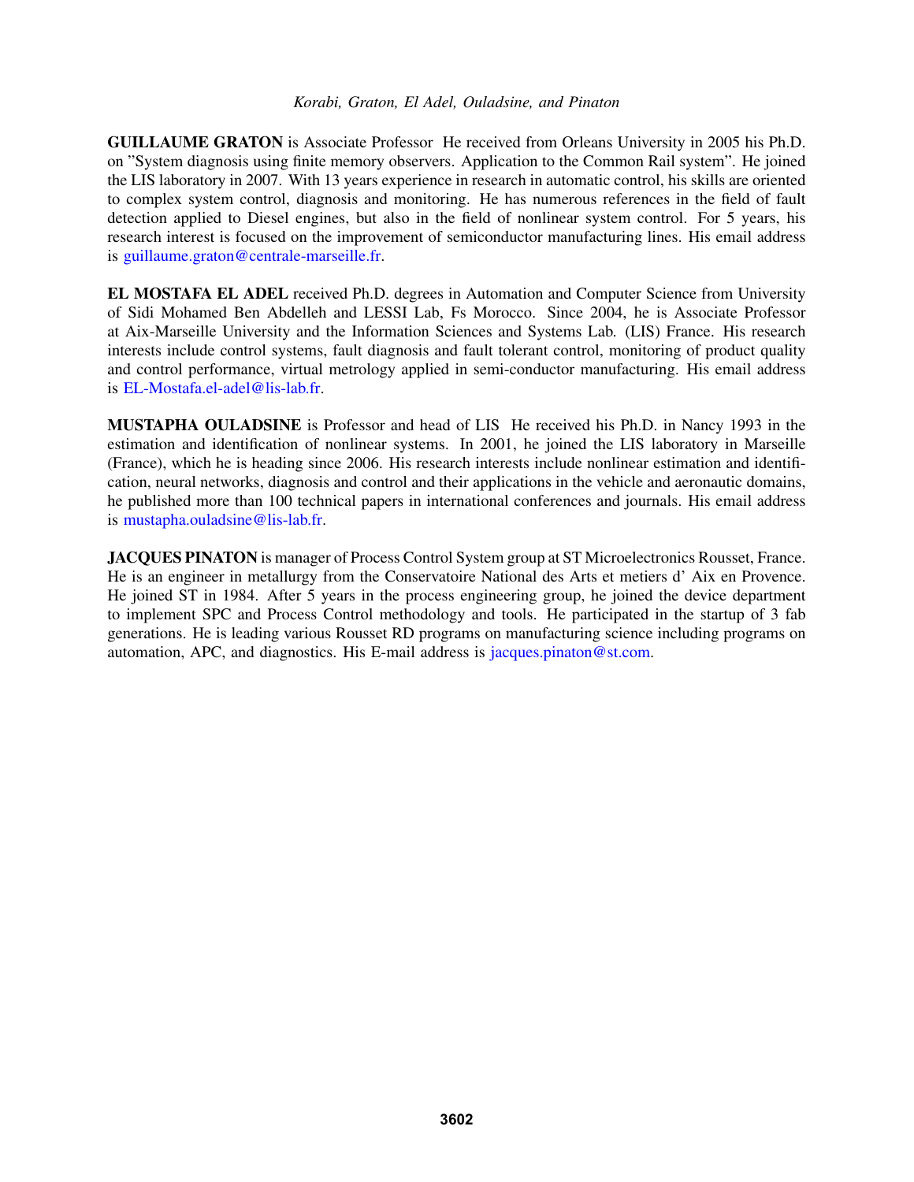**GUILLAUME GRATON** is Associate Professor He received from Orleans University in 2005 his Ph.D. on "System diagnosis using finite memory observers. Application to the Common Rail system". He joined the LIS laboratory in 2007. With 13 years experience in research in automatic control, his skills are oriented to complex system control, diagnosis and monitoring. He has numerous references in the field of fault detection applied to Diesel engines, but also in the field of nonlinear system control. For 5 years, his research interest is focused on the improvement of semiconductor manufacturing lines. His email address is guillaume.graton@centrale-marseille.fr.

**EL MOSTAFA EL ADEL** received Ph.D. degrees in Automation and Computer Science from University of Sidi Mohamed Ben Abdelleh and LESSI Lab, Fs Morocco. Since 2004, he is Associate Professor at Aix-Marseille University and the Information Sciences and Systems Lab. (LIS) France. His research interests include control systems, fault diagnosis and fault tolerant control, monitoring of product quality and control performance, virtual metrology applied in semi-conductor manufacturing. His email address is EL-Mostafa.el-adel@lis-lab.fr.

**MUSTAPHA OULADSINE** is Professor and head of LIS He received his Ph.D. in Nancy 1993 in the estimation and identification of nonlinear systems. In 2001, he joined the LIS laboratory in Marseille (France), which he is heading since 2006. His research interests include nonlinear estimation and identification, neural networks, diagnosis and control and their applications in the vehicle and aeronautic domains, he published more than 100 technical papers in international conferences and journals. His email address is mustapha.ouladsine@lis-lab.fr.

**JACQUES PINATON** is manager of Process Control System group at ST Microelectronics Rousset, France. He is an engineer in metallurgy from the Conservatoire National des Arts et metiers d' Aix en Provence. He joined ST in 1984. After 5 years in the process engineering group, he joined the device department to implement SPC and Process Control methodology and tools. He participated in the startup of 3 fab generations. He is leading various Rousset RD programs on manufacturing science including programs on automation, APC, and diagnostics. His E-mail address is jacques.pinaton@st.com.